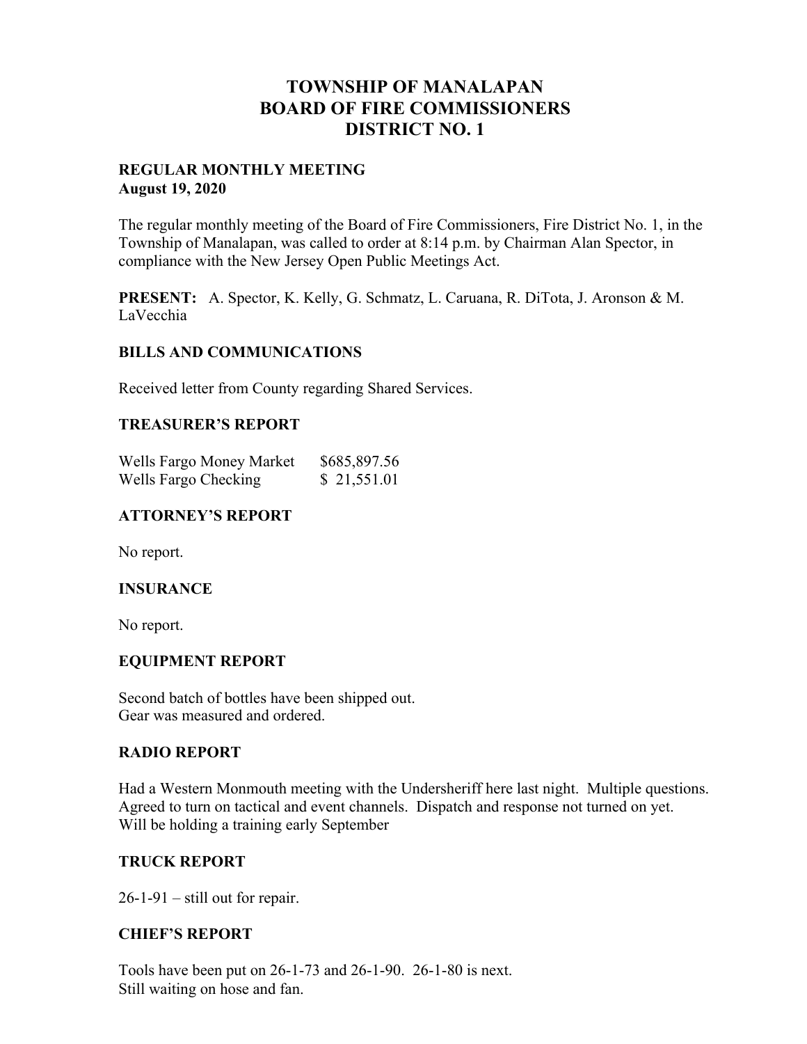# TOWNSHIP OF MANALAPAN
# BOARD OF FIRE COMMISSIONERS
# DISTRICT NO. 1

**REGULAR MONTHLY MEETING**
**August 19, 2020**

The regular monthly meeting of the Board of Fire Commissioners, Fire District No. 1, in the Township of Manalapan, was called to order at 8:14 p.m. by Chairman Alan Spector, in compliance with the New Jersey Open Public Meetings Act.

**PRESENT:** A. Spector, K. Kelly, G. Schmatz, L. Caruana, R. DiTota, J. Aronson & M. LaVecchia

## BILLS AND COMMUNICATIONS

Received letter from County regarding Shared Services.

## TREASURER'S REPORT

| | |
|---|---|
| Wells Fargo Money Market | $685,897.56 |
| Wells Fargo Checking | $ 21,551.01 |

## ATTORNEY'S REPORT

No report.

## INSURANCE

No report.

## EQUIPMENT REPORT

Second batch of bottles have been shipped out.
Gear was measured and ordered.

## RADIO REPORT

Had a Western Monmouth meeting with the Undersheriff here last night. Multiple questions. Agreed to turn on tactical and event channels. Dispatch and response not turned on yet. Will be holding a training early September

## TRUCK REPORT

26-1-91 – still out for repair.

## CHIEF'S REPORT

Tools have been put on 26-1-73 and 26-1-90. 26-1-80 is next.
Still waiting on hose and fan.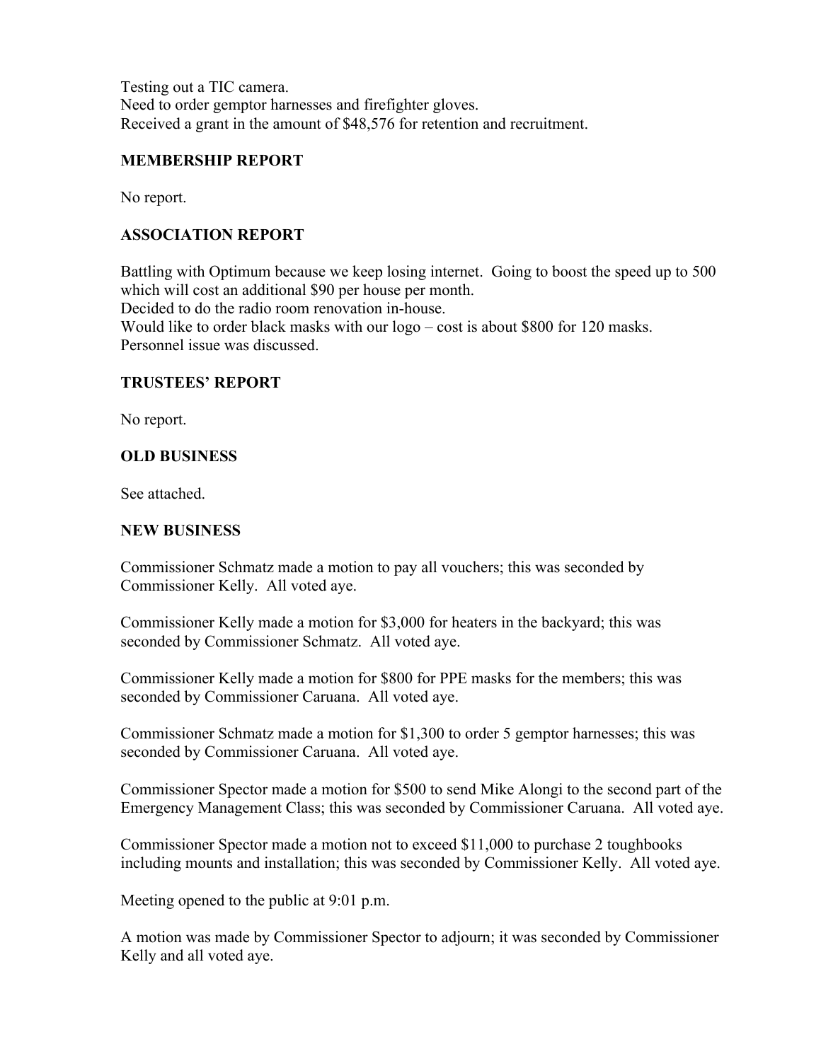Testing out a TIC camera.
Need to order gemptor harnesses and firefighter gloves.
Received a grant in the amount of $48,576 for retention and recruitment.

**MEMBERSHIP REPORT**

No report.

**ASSOCIATION REPORT**

Battling with Optimum because we keep losing internet. Going to boost the speed up to 500 which will cost an additional $90 per house per month.
Decided to do the radio room renovation in-house.
Would like to order black masks with our logo – cost is about $800 for 120 masks.
Personnel issue was discussed.

**TRUSTEES' REPORT**

No report.

**OLD BUSINESS**

See attached.

**NEW BUSINESS**

Commissioner Schmatz made a motion to pay all vouchers; this was seconded by Commissioner Kelly. All voted aye.

Commissioner Kelly made a motion for $3,000 for heaters in the backyard; this was seconded by Commissioner Schmatz. All voted aye.

Commissioner Kelly made a motion for $800 for PPE masks for the members; this was seconded by Commissioner Caruana. All voted aye.

Commissioner Schmatz made a motion for $1,300 to order 5 gemptor harnesses; this was seconded by Commissioner Caruana. All voted aye.

Commissioner Spector made a motion for $500 to send Mike Alongi to the second part of the Emergency Management Class; this was seconded by Commissioner Caruana. All voted aye.

Commissioner Spector made a motion not to exceed $11,000 to purchase 2 toughbooks including mounts and installation; this was seconded by Commissioner Kelly. All voted aye.

Meeting opened to the public at 9:01 p.m.

A motion was made by Commissioner Spector to adjourn; it was seconded by Commissioner Kelly and all voted aye.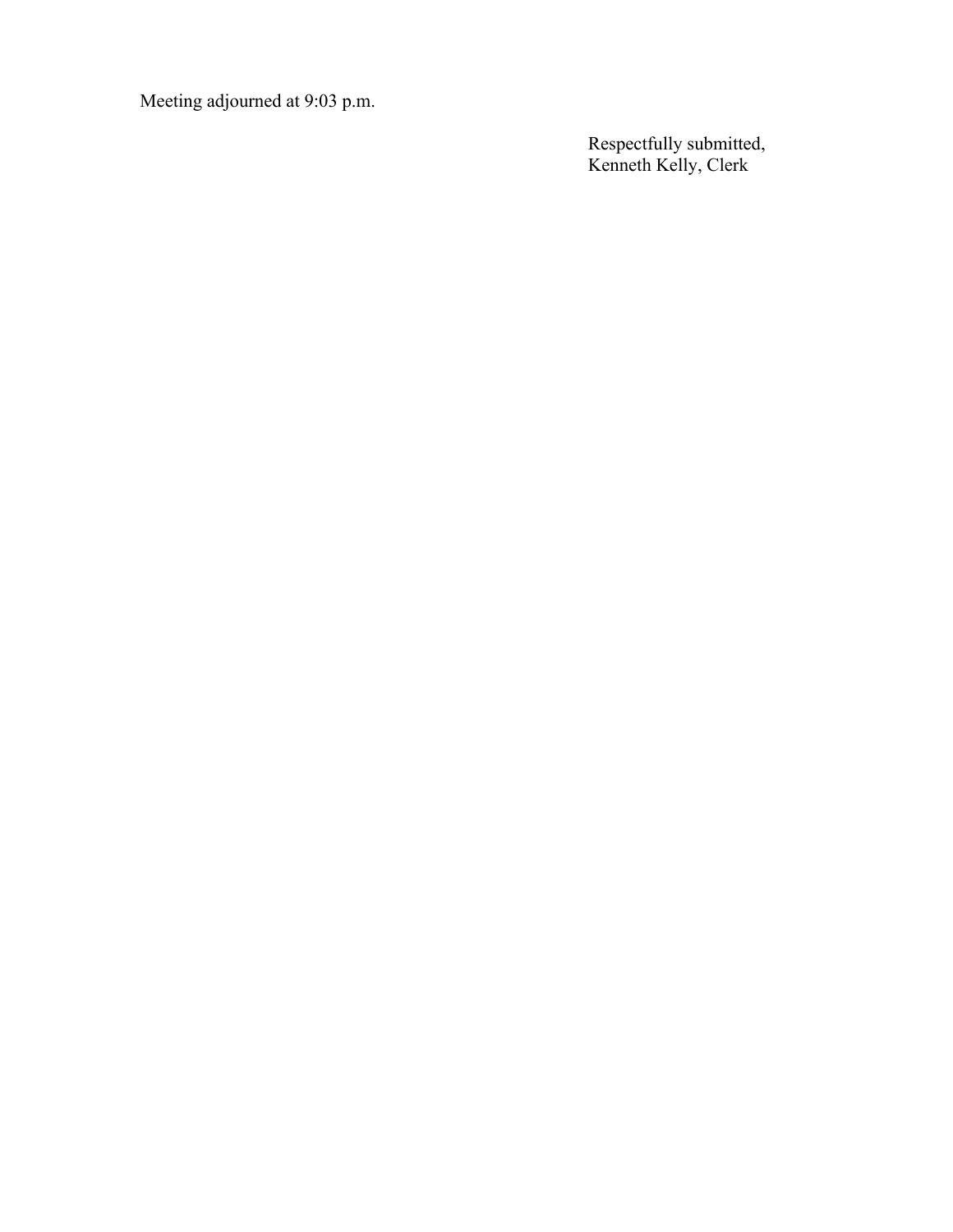Meeting adjourned at 9:03 p.m.

Respectfully submitted,
Kenneth Kelly, Clerk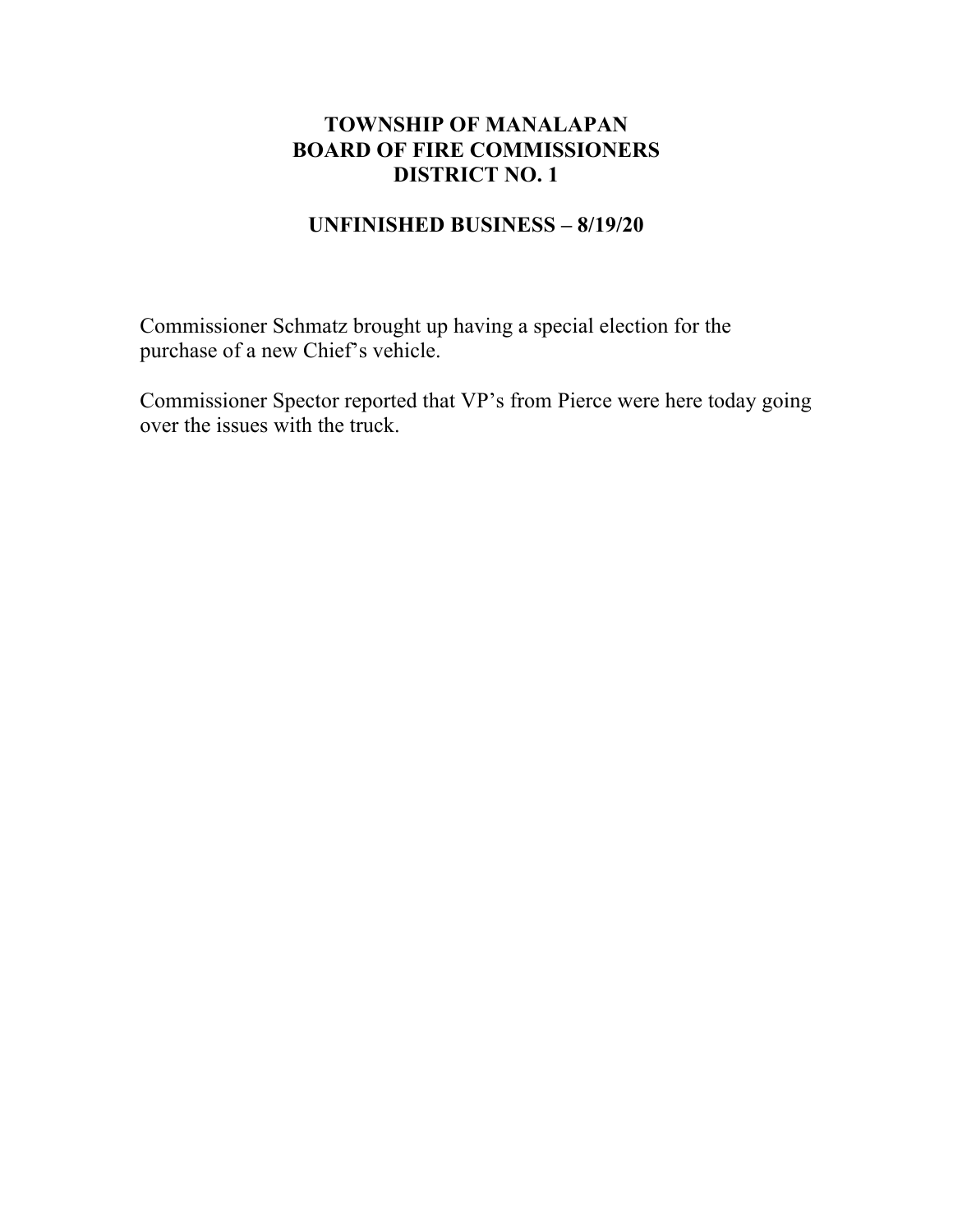# TOWNSHIP OF MANALAPAN
# BOARD OF FIRE COMMISSIONERS
# DISTRICT NO. 1

## UNFINISHED BUSINESS – 8/19/20

Commissioner Schmatz brought up having a special election for the purchase of a new Chief's vehicle.

Commissioner Spector reported that VP's from Pierce were here today going over the issues with the truck.